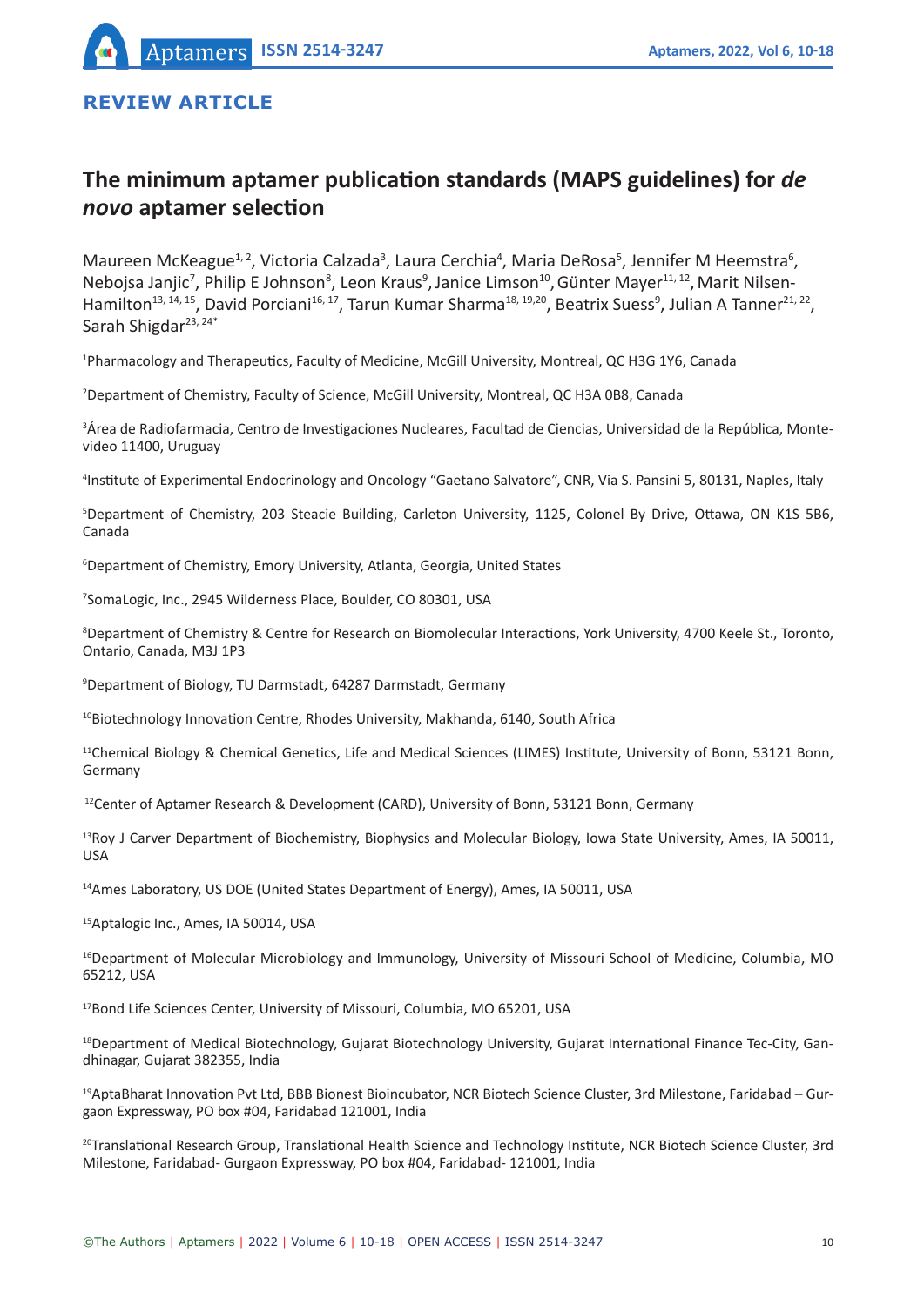**REVIEW ARTICLE**

# The minimum aptamer publication standards (MAPS guidelines) for *de novo* aptamer selection

Maureen McKeague[1, 2], Victoria Calzada[3], Laura Cerchia[4], Maria DeRosa[5], Jennifer M Heemstra[6], Nebojsa Janjic[7], Philip E Johnson[8], Leon Kraus[9], Janice Limson[10], Günter Mayer[11, 12], Marit Nilsen-Hamilton[13, 14, 15], David Porciani[16, 17], Tarun Kumar Sharma[18, 19,20], Beatrix Suess[9], Julian A Tanner[21, 22], Sarah Shigdar[23, 24*]

[1]Pharmacology and Therapeutics, Faculty of Medicine, McGill University, Montreal, QC H3G 1Y6, Canada

[2]Department of Chemistry, Faculty of Science, McGill University, Montreal, QC H3A 0B8, Canada

[3]Área de Radiofarmacia, Centro de Investigaciones Nucleares, Facultad de Ciencias, Universidad de la República, Montevideo 11400, Uruguay

[4]Institute of Experimental Endocrinology and Oncology "Gaetano Salvatore", CNR, Via S. Pansini 5, 80131, Naples, Italy

[5]Department of Chemistry, 203 Steacie Building, Carleton University, 1125, Colonel By Drive, Ottawa, ON K1S 5B6, Canada

[6]Department of Chemistry, Emory University, Atlanta, Georgia, United States

[7]SomaLogic, Inc., 2945 Wilderness Place, Boulder, CO 80301, USA

[8]Department of Chemistry & Centre for Research on Biomolecular Interactions, York University, 4700 Keele St., Toronto, Ontario, Canada, M3J 1P3

[9]Department of Biology, TU Darmstadt, 64287 Darmstadt, Germany

[10]Biotechnology Innovation Centre, Rhodes University, Makhanda, 6140, South Africa

[11]Chemical Biology & Chemical Genetics, Life and Medical Sciences (LIMES) Institute, University of Bonn, 53121 Bonn, Germany

[12]Center of Aptamer Research & Development (CARD), University of Bonn, 53121 Bonn, Germany

[13]Roy J Carver Department of Biochemistry, Biophysics and Molecular Biology, Iowa State University, Ames, IA 50011, USA

[14]Ames Laboratory, US DOE (United States Department of Energy), Ames, IA 50011, USA

[15]Aptalogic Inc., Ames, IA 50014, USA

[16]Department of Molecular Microbiology and Immunology, University of Missouri School of Medicine, Columbia, MO 65212, USA

[17]Bond Life Sciences Center, University of Missouri, Columbia, MO 65201, USA

[18]Department of Medical Biotechnology, Gujarat Biotechnology University, Gujarat International Finance Tec-City, Gandhinagar, Gujarat 382355, India

[19]AptaBharat Innovation Pvt Ltd, BBB Bionest Bioincubator, NCR Biotech Science Cluster, 3rd Milestone, Faridabad – Gurgaon Expressway, PO box #04, Faridabad 121001, India

[20]Translational Research Group, Translational Health Science and Technology Institute, NCR Biotech Science Cluster, 3rd Milestone, Faridabad- Gurgaon Expressway, PO box #04, Faridabad- 121001, India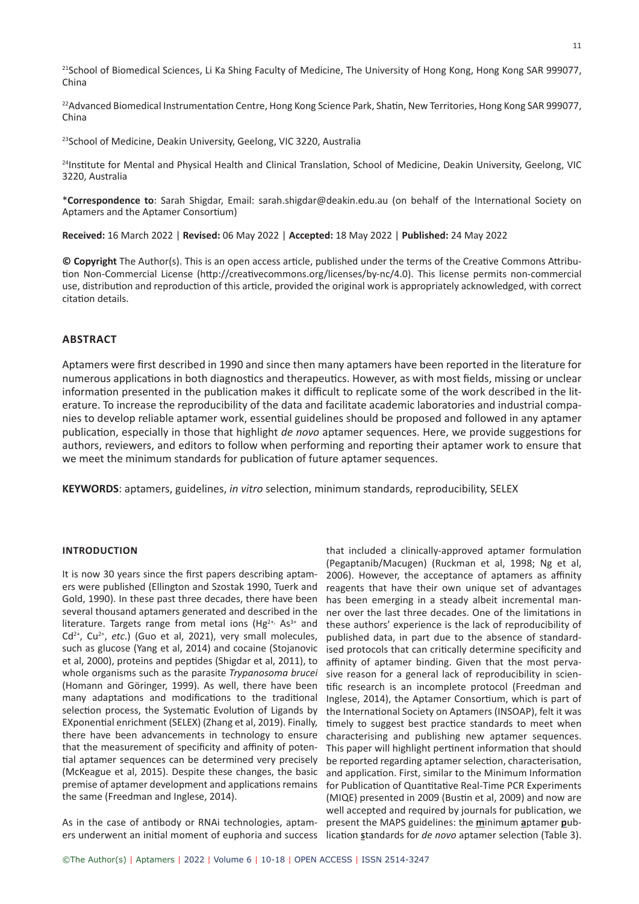[21]School of Biomedical Sciences, Li Ka Shing Faculty of Medicine, The University of Hong Kong, Hong Kong SAR 999077, China

[22]Advanced Biomedical Instrumentation Centre, Hong Kong Science Park, Shatin, New Territories, Hong Kong SAR 999077, China

[23]School of Medicine, Deakin University, Geelong, VIC 3220, Australia

[24]Institute for Mental and Physical Health and Clinical Translation, School of Medicine, Deakin University, Geelong, VIC 3220, Australia

***Correspondence to**: Sarah Shigdar, Email: sarah.shigdar@deakin.edu.au (on behalf of the International Society on Aptamers and the Aptamer Consortium)

**Received:** 16 March 2022 | **Revised:** 06 May 2022 | **Accepted:** 18 May 2022 | **Published:** 24 May 2022

**© Copyright** The Author(s). This is an open access article, published under the terms of the Creative Commons Attribution Non-Commercial License (http://creativecommons.org/licenses/by-nc/4.0). This license permits non-commercial use, distribution and reproduction of this article, provided the original work is appropriately acknowledged, with correct citation details.

## ABSTRACT

Aptamers were first described in 1990 and since then many aptamers have been reported in the literature for numerous applications in both diagnostics and therapeutics. However, as with most fields, missing or unclear information presented in the publication makes it difficult to replicate some of the work described in the literature. To increase the reproducibility of the data and facilitate academic laboratories and industrial companies to develop reliable aptamer work, essential guidelines should be proposed and followed in any aptamer publication, especially in those that highlight *de novo* aptamer sequences. Here, we provide suggestions for authors, reviewers, and editors to follow when performing and reporting their aptamer work to ensure that we meet the minimum standards for publication of future aptamer sequences.

**KEYWORDS**: aptamers, guidelines, *in vitro* selection, minimum standards, reproducibility, SELEX

## INTRODUCTION

It is now 30 years since the first papers describing aptamers were published (Ellington and Szostak 1990, Tuerk and Gold, 1990). In these past three decades, there have been several thousand aptamers generated and described in the literature. Targets range from metal ions ($Hg^{2+}$, $As^{3+}$ and $Cd^{2+}$, $Cu^{2+}$, *etc.*) (Guo et al, 2021), very small molecules, such as glucose (Yang et al, 2014) and cocaine (Stojanovic et al, 2000), proteins and peptides (Shigdar et al, 2011), to whole organisms such as the parasite *Trypanosoma brucei* (Homann and Göringer, 1999). As well, there have been many adaptations and modifications to the traditional selection process, the Systematic Evolution of Ligands by EXponential enrichment (SELEX) (Zhang et al, 2019). Finally, there have been advancements in technology to ensure that the measurement of specificity and affinity of potential aptamer sequences can be determined very precisely (McKeague et al, 2015). Despite these changes, the basic premise of aptamer development and applications remains the same (Freedman and Inglese, 2014).

As in the case of antibody or RNAi technologies, aptamers underwent an initial moment of euphoria and success that included a clinically-approved aptamer formulation (Pegaptanib/Macugen) (Ruckman et al, 1998; Ng et al, 2006). However, the acceptance of aptamers as affinity reagents that have their own unique set of advantages has been emerging in a steady albeit incremental manner over the last three decades. One of the limitations in these authors' experience is the lack of reproducibility of published data, in part due to the absence of standardised protocols that can critically determine specificity and affinity of aptamer binding. Given that the most pervasive reason for a general lack of reproducibility in scientific research is an incomplete protocol (Freedman and Inglese, 2014), the Aptamer Consortium, which is part of the International Society on Aptamers (INSOAP), felt it was timely to suggest best practice standards to meet when characterising and publishing new aptamer sequences. This paper will highlight pertinent information that should be reported regarding aptamer selection, characterisation, and application. First, similar to the Minimum Information for Publication of Quantitative Real-Time PCR Experiments (MIQE) presented in 2009 (Bustin et al, 2009) and now are well accepted and required by journals for publication, we present the MAPS guidelines: the **m**inimum **a**ptamer **p**ublication **s**tandards for *de novo* aptamer selection (Table 3).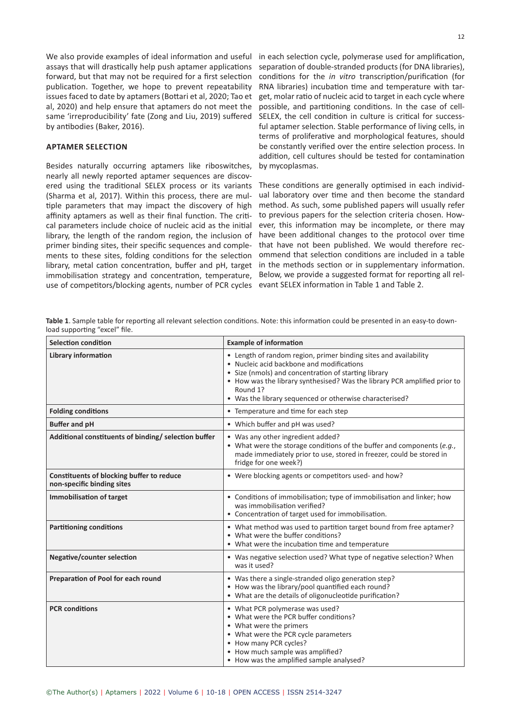We also provide examples of ideal information and useful assays that will drastically help push aptamer applications forward, but that may not be required for a first selection publication. Together, we hope to prevent repeatability issues faced to date by aptamers (Bottari et al, 2020; Tao et al, 2020) and help ensure that aptamers do not meet the same 'irreproducibility' fate (Zong and Liu, 2019) suffered by antibodies (Baker, 2016).

## APTAMER SELECTION

Besides naturally occurring aptamers like riboswitches, nearly all newly reported aptamer sequences are discovered using the traditional SELEX process or its variants (Sharma et al, 2017). Within this process, there are multiple parameters that may impact the discovery of high affinity aptamers as well as their final function. The critical parameters include choice of nucleic acid as the initial library, the length of the random region, the inclusion of primer binding sites, their specific sequences and complements to these sites, folding conditions for the selection library, metal cation concentration, buffer and pH, target immobilisation strategy and concentration, temperature, use of competitors/blocking agents, number of PCR cycles in each selection cycle, polymerase used for amplification, separation of double-stranded products (for DNA libraries), conditions for the *in vitro* transcription/purification (for RNA libraries) incubation time and temperature with target, molar ratio of nucleic acid to target in each cycle where possible, and partitioning conditions. In the case of cell-SELEX, the cell condition in culture is critical for successful aptamer selection. Stable performance of living cells, in terms of proliferative and morphological features, should be constantly verified over the entire selection process. In addition, cell cultures should be tested for contamination by mycoplasmas.

These conditions are generally optimised in each individual laboratory over time and then become the standard method. As such, some published papers will usually refer to previous papers for the selection criteria chosen. However, this information may be incomplete, or there may have been additional changes to the protocol over time that have not been published. We would therefore recommend that selection conditions are included in a table in the methods section or in supplementary information. Below, we provide a suggested format for reporting all relevant SELEX information in Table 1 and Table 2.

**Table 1**. Sample table for reporting all relevant selection conditions. Note: this information could be presented in an easy-to download supporting "excel" file.

| Selection condition | Example of information |
|---|---|
| **Library information** | • Length of random region, primer binding sites and availability<br>• Nucleic acid backbone and modifications<br>• Size (nmols) and concentration of starting library<br>• How was the library synthesised? Was the library PCR amplified prior to Round 1?<br>• Was the library sequenced or otherwise characterised? |
| **Folding conditions** | • Temperature and time for each step |
| **Buffer and pH** | • Which buffer and pH was used? |
| **Additional constituents of binding/ selection buffer** | • Was any other ingredient added?<br>• What were the storage conditions of the buffer and components (*e.g.*, made immediately prior to use, stored in freezer, could be stored in fridge for one week?) |
| **Constituents of blocking buffer to reduce non-specific binding sites** | • Were blocking agents or competitors used- and how? |
| **Immobilisation of target** | • Conditions of immobilisation; type of immobilisation and linker; how was immobilisation verified?<br>• Concentration of target used for immobilisation. |
| **Partitioning conditions** | • What method was used to partition target bound from free aptamer?<br>• What were the buffer conditions?<br>• What were the incubation time and temperature |
| **Negative/counter selection** | • Was negative selection used? What type of negative selection? When was it used? |
| **Preparation of Pool for each round** | • Was there a single-stranded oligo generation step?<br>• How was the library/pool quantified each round?<br>• What are the details of oligonucleotide purification? |
| **PCR conditions** | • What PCR polymerase was used?<br>• What were the PCR buffer conditions?<br>• What were the primers<br>• What were the PCR cycle parameters<br>• How many PCR cycles?<br>• How much sample was amplified?<br>• How was the amplified sample analysed? |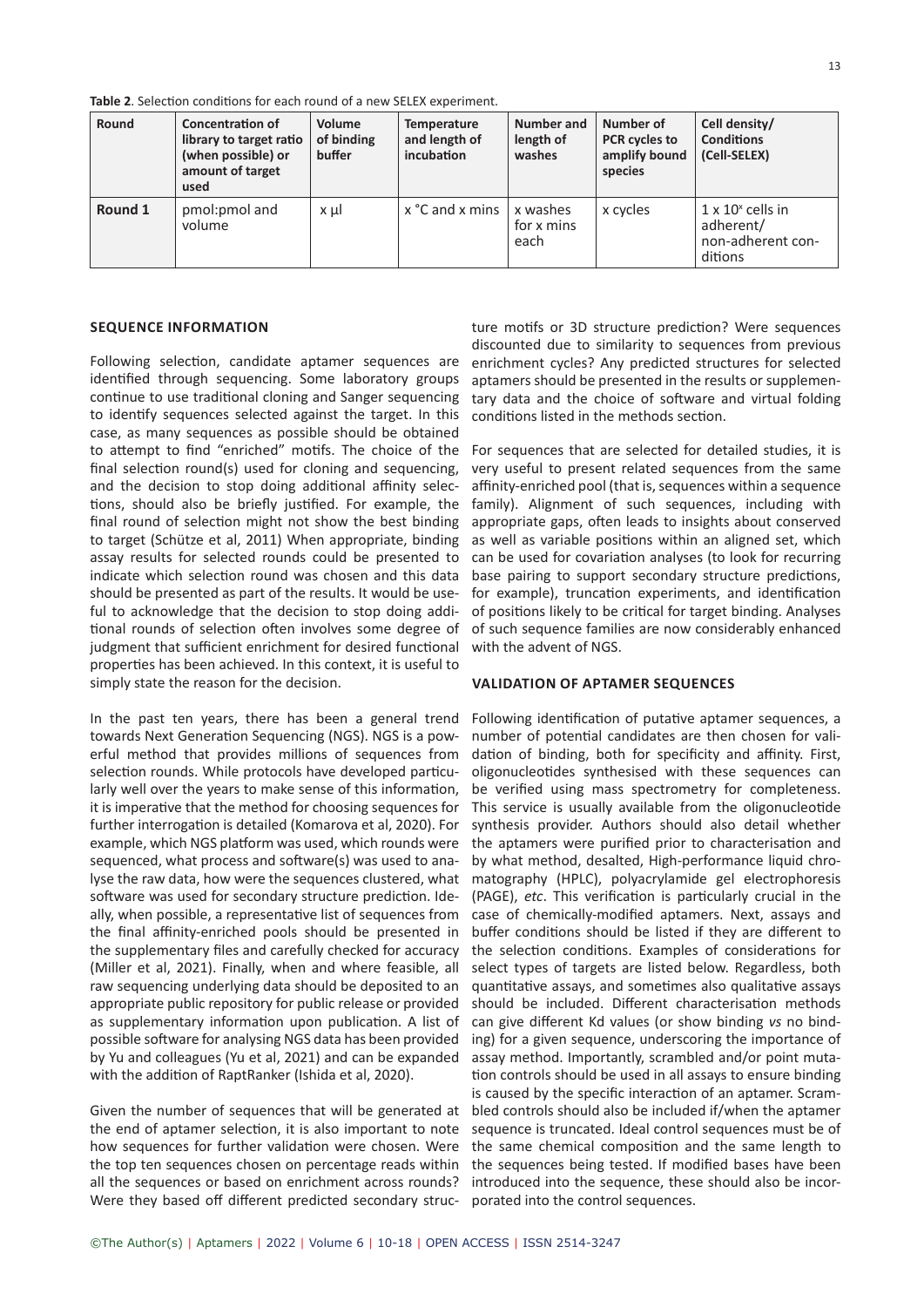**Table 2**. Selection conditions for each round of a new SELEX experiment.

| Round | Concentration of library to target ratio (when possible) or amount of target used | Volume of binding buffer | Temperature and length of incubation | Number and length of washes | Number of PCR cycles to amplify bound species | Cell density/ Conditions (Cell-SELEX) |
|---|---|---|---|---|---|---|
| **Round 1** | pmol:pmol and volume | x µl | x °C and x mins | x washes for x mins each | x cycles | 1 x $10^x$ cells in adherent/ non-adherent conditions |

## SEQUENCE INFORMATION

Following selection, candidate aptamer sequences are identified through sequencing. Some laboratory groups continue to use traditional cloning and Sanger sequencing to identify sequences selected against the target. In this case, as many sequences as possible should be obtained to attempt to find "enriched" motifs. The choice of the final selection round(s) used for cloning and sequencing, and the decision to stop doing additional affinity selections, should also be briefly justified. For example, the final round of selection might not show the best binding to target (Schütze et al, 2011) When appropriate, binding assay results for selected rounds could be presented to indicate which selection round was chosen and this data should be presented as part of the results. It would be useful to acknowledge that the decision to stop doing additional rounds of selection often involves some degree of judgment that sufficient enrichment for desired functional properties has been achieved. In this context, it is useful to simply state the reason for the decision.

In the past ten years, there has been a general trend towards Next Generation Sequencing (NGS). NGS is a powerful method that provides millions of sequences from selection rounds. While protocols have developed particularly well over the years to make sense of this information, it is imperative that the method for choosing sequences for further interrogation is detailed (Komarova et al, 2020). For example, which NGS platform was used, which rounds were sequenced, what process and software(s) was used to analyse the raw data, how were the sequences clustered, what software was used for secondary structure prediction. Ideally, when possible, a representative list of sequences from the final affinity-enriched pools should be presented in the supplementary files and carefully checked for accuracy (Miller et al, 2021). Finally, when and where feasible, all raw sequencing underlying data should be deposited to an appropriate public repository for public release or provided as supplementary information upon publication. A list of possible software for analysing NGS data has been provided by Yu and colleagues (Yu et al, 2021) and can be expanded with the addition of RaptRanker (Ishida et al, 2020).

Given the number of sequences that will be generated at the end of aptamer selection, it is also important to note how sequences for further validation were chosen. Were the top ten sequences chosen on percentage reads within all the sequences or based on enrichment across rounds? Were they based off different predicted secondary structure motifs or 3D structure prediction? Were sequences discounted due to similarity to sequences from previous enrichment cycles? Any predicted structures for selected aptamers should be presented in the results or supplementary data and the choice of software and virtual folding conditions listed in the methods section.

For sequences that are selected for detailed studies, it is very useful to present related sequences from the same affinity-enriched pool (that is, sequences within a sequence family). Alignment of such sequences, including with appropriate gaps, often leads to insights about conserved as well as variable positions within an aligned set, which can be used for covariation analyses (to look for recurring base pairing to support secondary structure predictions, for example), truncation experiments, and identification of positions likely to be critical for target binding. Analyses of such sequence families are now considerably enhanced with the advent of NGS.

## VALIDATION OF APTAMER SEQUENCES

Following identification of putative aptamer sequences, a number of potential candidates are then chosen for validation of binding, both for specificity and affinity. First, oligonucleotides synthesised with these sequences can be verified using mass spectrometry for completeness. This service is usually available from the oligonucleotide synthesis provider. Authors should also detail whether the aptamers were purified prior to characterisation and by what method, desalted, High-performance liquid chromatography (HPLC), polyacrylamide gel electrophoresis (PAGE), *etc*. This verification is particularly crucial in the case of chemically-modified aptamers. Next, assays and buffer conditions should be listed if they are different to the selection conditions. Examples of considerations for select types of targets are listed below. Regardless, both quantitative assays, and sometimes also qualitative assays should be included. Different characterisation methods can give different Kd values (or show binding *vs* no binding) for a given sequence, underscoring the importance of assay method. Importantly, scrambled and/or point mutation controls should be used in all assays to ensure binding is caused by the specific interaction of an aptamer. Scrambled controls should also be included if/when the aptamer sequence is truncated. Ideal control sequences must be of the same chemical composition and the same length to the sequences being tested. If modified bases have been introduced into the sequence, these should also be incorporated into the control sequences.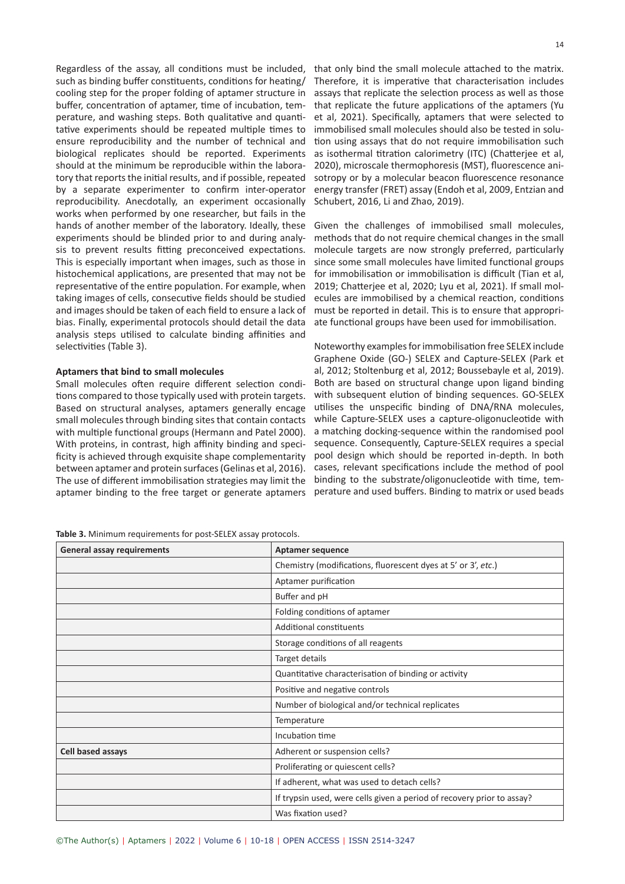Regardless of the assay, all conditions must be included, such as binding buffer constituents, conditions for heating/cooling step for the proper folding of aptamer structure in buffer, concentration of aptamer, time of incubation, temperature, and washing steps. Both qualitative and quantitative experiments should be repeated multiple times to ensure reproducibility and the number of technical and biological replicates should be reported. Experiments should at the minimum be reproducible within the laboratory that reports the initial results, and if possible, repeated by a separate experimenter to confirm inter-operator reproducibility. Anecdotally, an experiment occasionally works when performed by one researcher, but fails in the hands of another member of the laboratory. Ideally, these experiments should be blinded prior to and during analysis to prevent results fitting preconceived expectations. This is especially important when images, such as those in histochemical applications, are presented that may not be representative of the entire population. For example, when taking images of cells, consecutive fields should be studied and images should be taken of each field to ensure a lack of bias. Finally, experimental protocols should detail the data analysis steps utilised to calculate binding affinities and selectivities (Table 3).

**Aptamers that bind to small molecules**

Small molecules often require different selection conditions compared to those typically used with protein targets. Based on structural analyses, aptamers generally encage small molecules through binding sites that contain contacts with multiple functional groups (Hermann and Patel 2000). With proteins, in contrast, high affinity binding and specificity is achieved through exquisite shape complementarity between aptamer and protein surfaces (Gelinas et al, 2016). The use of different immobilisation strategies may limit the aptamer binding to the free target or generate aptamers that only bind the small molecule attached to the matrix. Therefore, it is imperative that characterisation includes assays that replicate the selection process as well as those that replicate the future applications of the aptamers (Yu et al, 2021). Specifically, aptamers that were selected to immobilised small molecules should also be tested in solution using assays that do not require immobilisation such as isothermal titration calorimetry (ITC) (Chatterjee et al, 2020), microscale thermophoresis (MST), fluorescence anisotropy or by a molecular beacon fluorescence resonance energy transfer (FRET) assay (Endoh et al, 2009, Entzian and Schubert, 2016, Li and Zhao, 2019).

Given the challenges of immobilised small molecules, methods that do not require chemical changes in the small molecule targets are now strongly preferred, particularly since some small molecules have limited functional groups for immobilisation or immobilisation is difficult (Tian et al, 2019; Chatterjee et al, 2020; Lyu et al, 2021). If small molecules are immobilised by a chemical reaction, conditions must be reported in detail. This is to ensure that appropriate functional groups have been used for immobilisation.

Noteworthy examples for immobilisation free SELEX include Graphene Oxide (GO-) SELEX and Capture-SELEX (Park et al, 2012; Stoltenburg et al, 2012; Boussebayle et al, 2019). Both are based on structural change upon ligand binding with subsequent elution of binding sequences. GO-SELEX utilises the unspecific binding of DNA/RNA molecules, while Capture-SELEX uses a capture-oligonucleotide with a matching docking-sequence within the randomised pool sequence. Consequently, Capture-SELEX requires a special pool design which should be reported in-depth. In both cases, relevant specifications include the method of pool binding to the substrate/oligonucleotide with time, temperature and used buffers. Binding to matrix or used beads

**Table 3.** Minimum requirements for post-SELEX assay protocols.

| General assay requirements | Aptamer sequence |
|---|---|
| | Chemistry (modifications, fluorescent dyes at 5' or 3', *etc*.) |
| | Aptamer purification |
| | Buffer and pH |
| | Folding conditions of aptamer |
| | Additional constituents |
| | Storage conditions of all reagents |
| | Target details |
| | Quantitative characterisation of binding or activity |
| | Positive and negative controls |
| | Number of biological and/or technical replicates |
| | Temperature |
| | Incubation time |
| **Cell based assays** | Adherent or suspension cells? |
| | Proliferating or quiescent cells? |
| | If adherent, what was used to detach cells? |
| | If trypsin used, were cells given a period of recovery prior to assay? |
| | Was fixation used? |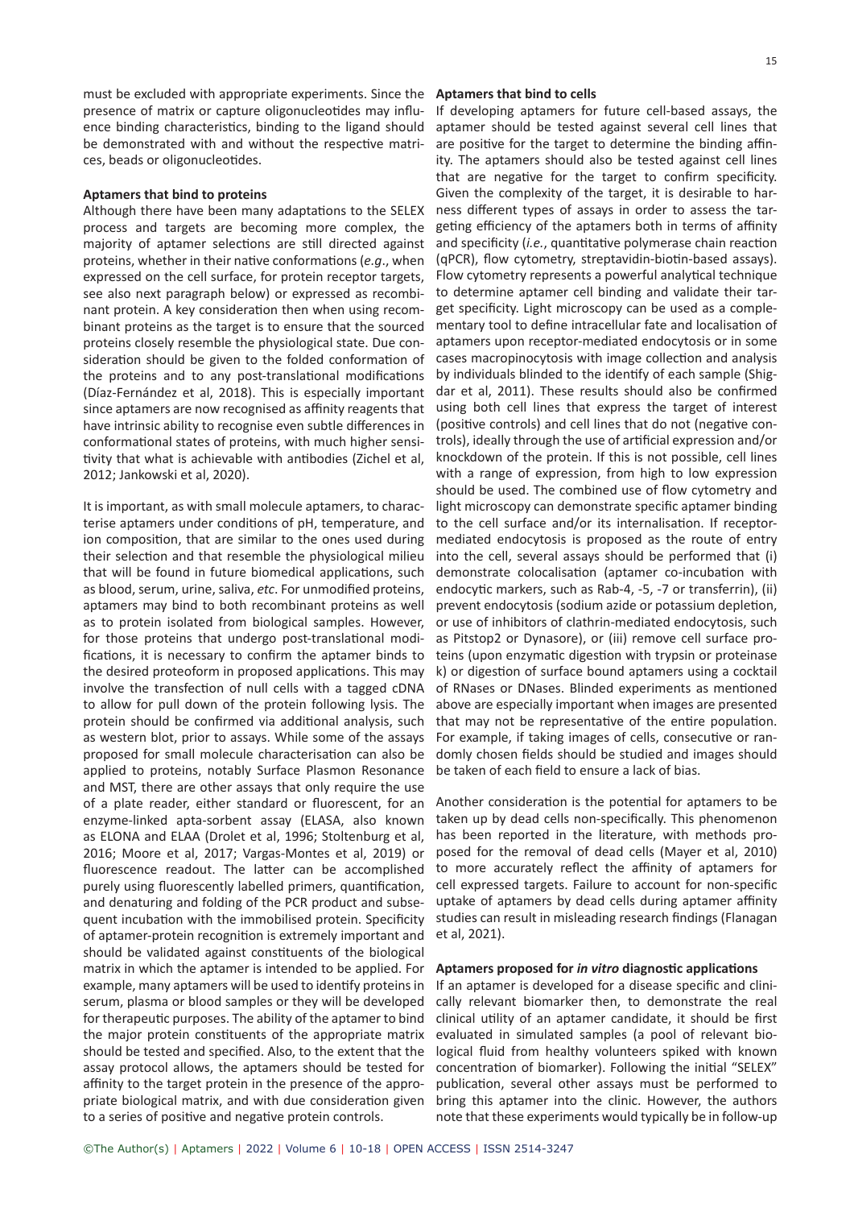must be excluded with appropriate experiments. Since the presence of matrix or capture oligonucleotides may influence binding characteristics, binding to the ligand should be demonstrated with and without the respective matrices, beads or oligonucleotides.

### Aptamers that bind to proteins

Although there have been many adaptations to the SELEX process and targets are becoming more complex, the majority of aptamer selections are still directed against proteins, whether in their native conformations (*e.g*., when expressed on the cell surface, for protein receptor targets, see also next paragraph below) or expressed as recombinant protein. A key consideration then when using recombinant proteins as the target is to ensure that the sourced proteins closely resemble the physiological state. Due consideration should be given to the folded conformation of the proteins and to any post-translational modifications (Díaz-Fernández et al, 2018). This is especially important since aptamers are now recognised as affinity reagents that have intrinsic ability to recognise even subtle differences in conformational states of proteins, with much higher sensitivity that what is achievable with antibodies (Zichel et al, 2012; Jankowski et al, 2020).

It is important, as with small molecule aptamers, to characterise aptamers under conditions of pH, temperature, and ion composition, that are similar to the ones used during their selection and that resemble the physiological milieu that will be found in future biomedical applications, such as blood, serum, urine, saliva, *etc*. For unmodified proteins, aptamers may bind to both recombinant proteins as well as to protein isolated from biological samples. However, for those proteins that undergo post-translational modifications, it is necessary to confirm the aptamer binds to the desired proteoform in proposed applications. This may involve the transfection of null cells with a tagged cDNA to allow for pull down of the protein following lysis. The protein should be confirmed via additional analysis, such as western blot, prior to assays. While some of the assays proposed for small molecule characterisation can also be applied to proteins, notably Surface Plasmon Resonance and MST, there are other assays that only require the use of a plate reader, either standard or fluorescent, for an enzyme-linked apta-sorbent assay (ELASA, also known as ELONA and ELAA (Drolet et al, 1996; Stoltenburg et al, 2016; Moore et al, 2017; Vargas-Montes et al, 2019) or fluorescence readout. The latter can be accomplished purely using fluorescently labelled primers, quantification, and denaturing and folding of the PCR product and subsequent incubation with the immobilised protein. Specificity of aptamer-protein recognition is extremely important and should be validated against constituents of the biological matrix in which the aptamer is intended to be applied. For example, many aptamers will be used to identify proteins in serum, plasma or blood samples or they will be developed for therapeutic purposes. The ability of the aptamer to bind the major protein constituents of the appropriate matrix should be tested and specified. Also, to the extent that the assay protocol allows, the aptamers should be tested for affinity to the target protein in the presence of the appropriate biological matrix, and with due consideration given to a series of positive and negative protein controls.

### Aptamers that bind to cells

If developing aptamers for future cell-based assays, the aptamer should be tested against several cell lines that are positive for the target to determine the binding affinity. The aptamers should also be tested against cell lines that are negative for the target to confirm specificity. Given the complexity of the target, it is desirable to harness different types of assays in order to assess the targeting efficiency of the aptamers both in terms of affinity and specificity (*i.e.*, quantitative polymerase chain reaction (qPCR), flow cytometry, streptavidin-biotin-based assays). Flow cytometry represents a powerful analytical technique to determine aptamer cell binding and validate their target specificity. Light microscopy can be used as a complementary tool to define intracellular fate and localisation of aptamers upon receptor-mediated endocytosis or in some cases macropinocytosis with image collection and analysis by individuals blinded to the identify of each sample (Shigdar et al, 2011). These results should also be confirmed using both cell lines that express the target of interest (positive controls) and cell lines that do not (negative controls), ideally through the use of artificial expression and/or knockdown of the protein. If this is not possible, cell lines with a range of expression, from high to low expression should be used. The combined use of flow cytometry and light microscopy can demonstrate specific aptamer binding to the cell surface and/or its internalisation. If receptor-mediated endocytosis is proposed as the route of entry into the cell, several assays should be performed that (i) demonstrate colocalisation (aptamer co-incubation with endocytic markers, such as Rab-4, -5, -7 or transferrin), (ii) prevent endocytosis (sodium azide or potassium depletion, or use of inhibitors of clathrin-mediated endocytosis, such as Pitstop2 or Dynasore), or (iii) remove cell surface proteins (upon enzymatic digestion with trypsin or proteinase k) or digestion of surface bound aptamers using a cocktail of RNases or DNases. Blinded experiments as mentioned above are especially important when images are presented that may not be representative of the entire population. For example, if taking images of cells, consecutive or randomly chosen fields should be studied and images should be taken of each field to ensure a lack of bias.

Another consideration is the potential for aptamers to be taken up by dead cells non-specifically. This phenomenon has been reported in the literature, with methods proposed for the removal of dead cells (Mayer et al, 2010) to more accurately reflect the affinity of aptamers for cell expressed targets. Failure to account for non-specific uptake of aptamers by dead cells during aptamer affinity studies can result in misleading research findings (Flanagan et al, 2021).

### Aptamers proposed for *in vitro* diagnostic applications

If an aptamer is developed for a disease specific and clinically relevant biomarker then, to demonstrate the real clinical utility of an aptamer candidate, it should be first evaluated in simulated samples (a pool of relevant biological fluid from healthy volunteers spiked with known concentration of biomarker). Following the initial "SELEX" publication, several other assays must be performed to bring this aptamer into the clinic. However, the authors note that these experiments would typically be in follow-up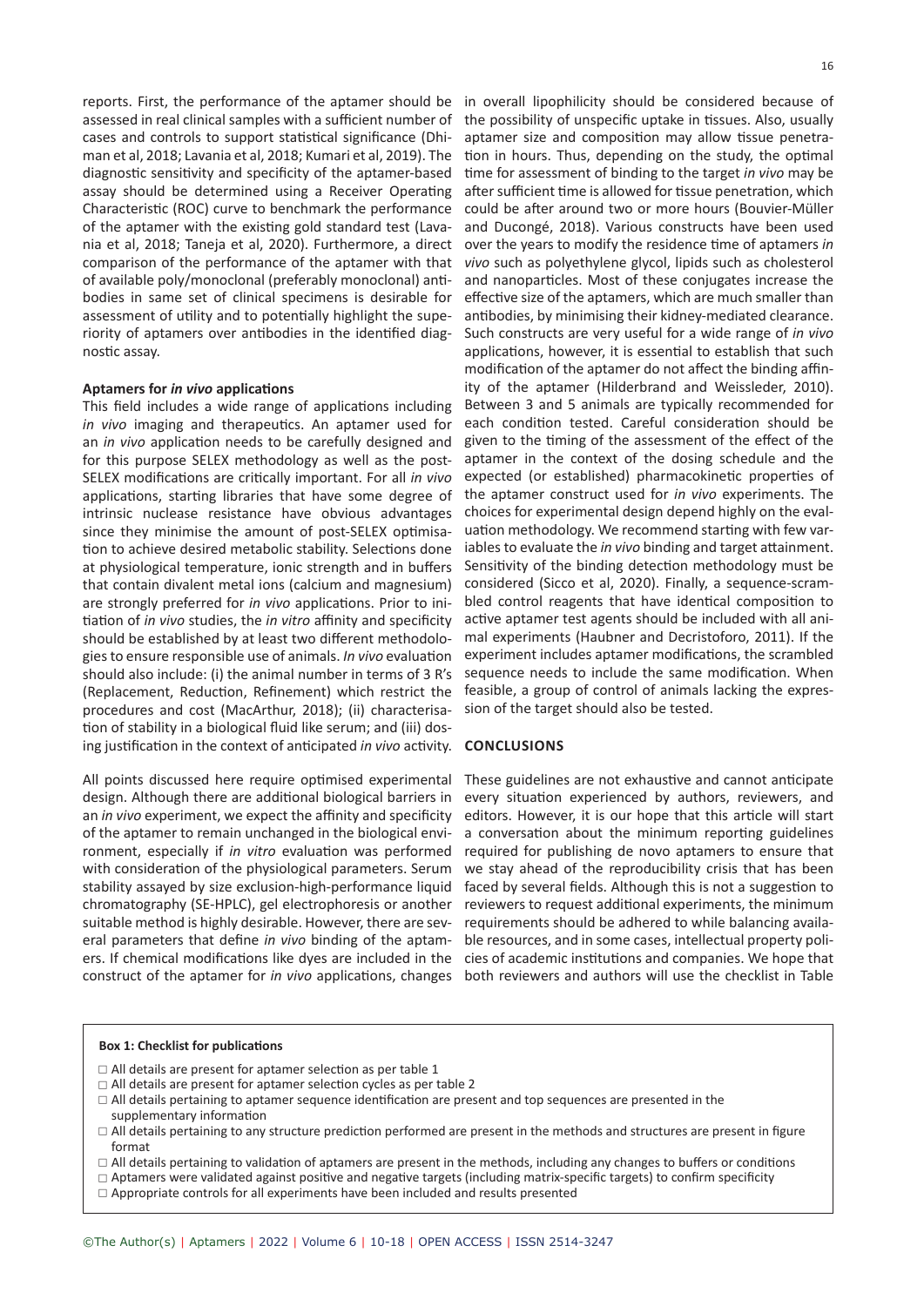reports. First, the performance of the aptamer should be assessed in real clinical samples with a sufficient number of cases and controls to support statistical significance (Dhiman et al, 2018; Lavania et al, 2018; Kumari et al, 2019). The diagnostic sensitivity and specificity of the aptamer-based assay should be determined using a Receiver Operating Characteristic (ROC) curve to benchmark the performance of the aptamer with the existing gold standard test (Lavania et al, 2018; Taneja et al, 2020). Furthermore, a direct comparison of the performance of the aptamer with that of available poly/monoclonal (preferably monoclonal) antibodies in same set of clinical specimens is desirable for assessment of utility and to potentially highlight the superiority of aptamers over antibodies in the identified diagnostic assay.

**Aptamers for *in vivo* applications**

This field includes a wide range of applications including *in vivo* imaging and therapeutics. An aptamer used for an *in vivo* application needs to be carefully designed and for this purpose SELEX methodology as well as the post-SELEX modifications are critically important. For all *in vivo* applications, starting libraries that have some degree of intrinsic nuclease resistance have obvious advantages since they minimise the amount of post-SELEX optimisation to achieve desired metabolic stability. Selections done at physiological temperature, ionic strength and in buffers that contain divalent metal ions (calcium and magnesium) are strongly preferred for *in vivo* applications. Prior to initiation of *in vivo* studies, the *in vitro* affinity and specificity should be established by at least two different methodologies to ensure responsible use of animals. *In vivo* evaluation should also include: (i) the animal number in terms of 3 R's (Replacement, Reduction, Refinement) which restrict the procedures and cost (MacArthur, 2018); (ii) characterisation of stability in a biological fluid like serum; and (iii) dosing justification in the context of anticipated *in vivo* activity.

All points discussed here require optimised experimental design. Although there are additional biological barriers in an *in vivo* experiment, we expect the affinity and specificity of the aptamer to remain unchanged in the biological environment, especially if *in vitro* evaluation was performed with consideration of the physiological parameters. Serum stability assayed by size exclusion-high-performance liquid chromatography (SE-HPLC), gel electrophoresis or another suitable method is highly desirable. However, there are several parameters that define *in vivo* binding of the aptamers. If chemical modifications like dyes are included in the construct of the aptamer for *in vivo* applications, changes in overall lipophilicity should be considered because of the possibility of unspecific uptake in tissues. Also, usually aptamer size and composition may allow tissue penetration in hours. Thus, depending on the study, the optimal time for assessment of binding to the target *in vivo* may be after sufficient time is allowed for tissue penetration, which could be after around two or more hours (Bouvier-Müller and Ducongé, 2018). Various constructs have been used over the years to modify the residence time of aptamers *in vivo* such as polyethylene glycol, lipids such as cholesterol and nanoparticles. Most of these conjugates increase the effective size of the aptamers, which are much smaller than antibodies, by minimising their kidney-mediated clearance. Such constructs are very useful for a wide range of *in vivo* applications, however, it is essential to establish that such modification of the aptamer do not affect the binding affinity of the aptamer (Hilderbrand and Weissleder, 2010). Between 3 and 5 animals are typically recommended for each condition tested. Careful consideration should be given to the timing of the assessment of the effect of the aptamer in the context of the dosing schedule and the expected (or established) pharmacokinetic properties of the aptamer construct used for *in vivo* experiments. The choices for experimental design depend highly on the evaluation methodology. We recommend starting with few variables to evaluate the *in vivo* binding and target attainment. Sensitivity of the binding detection methodology must be considered (Sicco et al, 2020). Finally, a sequence-scrambled control reagents that have identical composition to active aptamer test agents should be included with all animal experiments (Haubner and Decristoforo, 2011). If the experiment includes aptamer modifications, the scrambled sequence needs to include the same modification. When feasible, a group of control of animals lacking the expression of the target should also be tested.

## CONCLUSIONS

These guidelines are not exhaustive and cannot anticipate every situation experienced by authors, reviewers, and editors. However, it is our hope that this article will start a conversation about the minimum reporting guidelines required for publishing de novo aptamers to ensure that we stay ahead of the reproducibility crisis that has been faced by several fields. Although this is not a suggestion to reviewers to request additional experiments, the minimum requirements should be adhered to while balancing available resources, and in some cases, intellectual property policies of academic institutions and companies. We hope that both reviewers and authors will use the checklist in Table

**Box 1: Checklist for publications**

- ☐ All details are present for aptamer selection as per table 1
- ☐ All details are present for aptamer selection cycles as per table 2
- ☐ All details pertaining to aptamer sequence identification are present and top sequences are presented in the supplementary information
- ☐ All details pertaining to any structure prediction performed are present in the methods and structures are present in figure format
- ☐ All details pertaining to validation of aptamers are present in the methods, including any changes to buffers or conditions
- ☐ Aptamers were validated against positive and negative targets (including matrix-specific targets) to confirm specificity
- ☐ Appropriate controls for all experiments have been included and results presented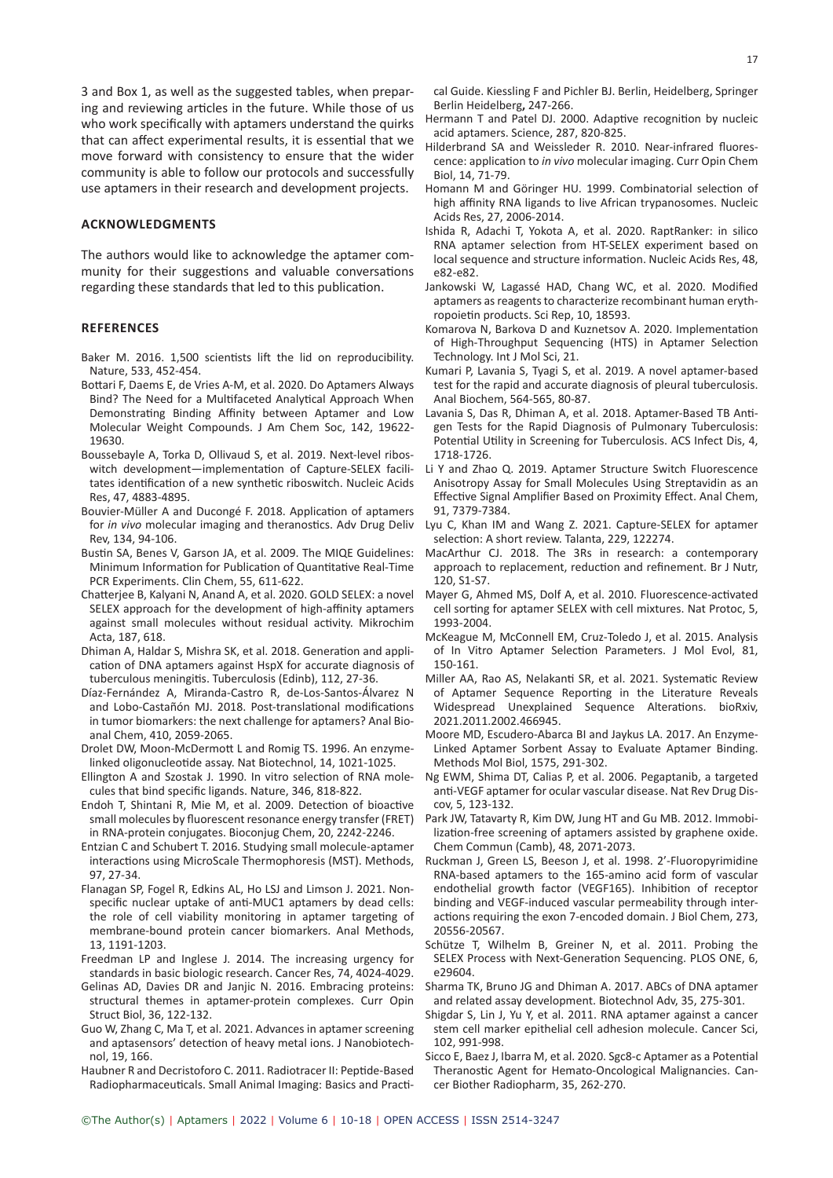3 and Box 1, as well as the suggested tables, when preparing and reviewing articles in the future. While those of us who work specifically with aptamers understand the quirks that can affect experimental results, it is essential that we move forward with consistency to ensure that the wider community is able to follow our protocols and successfully use aptamers in their research and development projects.

## ACKNOWLEDGMENTS

The authors would like to acknowledge the aptamer community for their suggestions and valuable conversations regarding these standards that led to this publication.

## REFERENCES

Baker M. 2016. 1,500 scientists lift the lid on reproducibility. Nature, 533, 452-454.

Bottari F, Daems E, de Vries A-M, et al. 2020. Do Aptamers Always Bind? The Need for a Multifaceted Analytical Approach When Demonstrating Binding Affinity between Aptamer and Low Molecular Weight Compounds. J Am Chem Soc, 142, 19622-19630.

Boussebayle A, Torka D, Ollivaud S, et al. 2019. Next-level riboswitch development—implementation of Capture-SELEX facilitates identification of a new synthetic riboswitch. Nucleic Acids Res, 47, 4883-4895.

Bouvier-Müller A and Ducongé F. 2018. Application of aptamers for *in vivo* molecular imaging and theranostics. Adv Drug Deliv Rev, 134, 94-106.

Bustin SA, Benes V, Garson JA, et al. 2009. The MIQE Guidelines: Minimum Information for Publication of Quantitative Real-Time PCR Experiments. Clin Chem, 55, 611-622.

Chatterjee B, Kalyani N, Anand A, et al. 2020. GOLD SELEX: a novel SELEX approach for the development of high-affinity aptamers against small molecules without residual activity. Mikrochim Acta, 187, 618.

Dhiman A, Haldar S, Mishra SK, et al. 2018. Generation and application of DNA aptamers against HspX for accurate diagnosis of tuberculous meningitis. Tuberculosis (Edinb), 112, 27-36.

Díaz-Fernández A, Miranda-Castro R, de-Los-Santos-Álvarez N and Lobo-Castañón MJ. 2018. Post-translational modifications in tumor biomarkers: the next challenge for aptamers? Anal Bioanal Chem, 410, 2059-2065.

Drolet DW, Moon-McDermott L and Romig TS. 1996. An enzyme-linked oligonucleotide assay. Nat Biotechnol, 14, 1021-1025.

Ellington A and Szostak J. 1990. In vitro selection of RNA molecules that bind specific ligands. Nature, 346, 818-822.

Endoh T, Shintani R, Mie M, et al. 2009. Detection of bioactive small molecules by fluorescent resonance energy transfer (FRET) in RNA-protein conjugates. Bioconjug Chem, 20, 2242-2246.

Entzian C and Schubert T. 2016. Studying small molecule-aptamer interactions using MicroScale Thermophoresis (MST). Methods, 97, 27-34.

Flanagan SP, Fogel R, Edkins AL, Ho LSJ and Limson J. 2021. Non-specific nuclear uptake of anti-MUC1 aptamers by dead cells: the role of cell viability monitoring in aptamer targeting of membrane-bound protein cancer biomarkers. Anal Methods, 13, 1191-1203.

Freedman LP and Inglese J. 2014. The increasing urgency for standards in basic biologic research. Cancer Res, 74, 4024-4029.

Gelinas AD, Davies DR and Janjic N. 2016. Embracing proteins: structural themes in aptamer-protein complexes. Curr Opin Struct Biol, 36, 122-132.

Guo W, Zhang C, Ma T, et al. 2021. Advances in aptamer screening and aptasensors' detection of heavy metal ions. J Nanobiotechnol, 19, 166.

Haubner R and Decristoforo C. 2011. Radiotracer II: Peptide-Based Radiopharmaceuticals. Small Animal Imaging: Basics and Practical Guide. Kiessling F and Pichler BJ. Berlin, Heidelberg, Springer Berlin Heidelberg, 247-266.

Hermann T and Patel DJ. 2000. Adaptive recognition by nucleic acid aptamers. Science, 287, 820-825.

Hilderbrand SA and Weissleder R. 2010. Near-infrared fluorescence: application to *in vivo* molecular imaging. Curr Opin Chem Biol, 14, 71-79.

Homann M and Göringer HU. 1999. Combinatorial selection of high affinity RNA ligands to live African trypanosomes. Nucleic Acids Res, 27, 2006-2014.

Ishida R, Adachi T, Yokota A, et al. 2020. RaptRanker: in silico RNA aptamer selection from HT-SELEX experiment based on local sequence and structure information. Nucleic Acids Res, 48, e82-e82.

Jankowski W, Lagassé HAD, Chang WC, et al. 2020. Modified aptamers as reagents to characterize recombinant human erythropoietin products. Sci Rep, 10, 18593.

Komarova N, Barkova D and Kuznetsov A. 2020. Implementation of High-Throughput Sequencing (HTS) in Aptamer Selection Technology. Int J Mol Sci, 21.

Kumari P, Lavania S, Tyagi S, et al. 2019. A novel aptamer-based test for the rapid and accurate diagnosis of pleural tuberculosis. Anal Biochem, 564-565, 80-87.

Lavania S, Das R, Dhiman A, et al. 2018. Aptamer-Based TB Antigen Tests for the Rapid Diagnosis of Pulmonary Tuberculosis: Potential Utility in Screening for Tuberculosis. ACS Infect Dis, 4, 1718-1726.

Li Y and Zhao Q. 2019. Aptamer Structure Switch Fluorescence Anisotropy Assay for Small Molecules Using Streptavidin as an Effective Signal Amplifier Based on Proximity Effect. Anal Chem, 91, 7379-7384.

Lyu C, Khan IM and Wang Z. 2021. Capture-SELEX for aptamer selection: A short review. Talanta, 229, 122274.

MacArthur CJ. 2018. The 3Rs in research: a contemporary approach to replacement, reduction and refinement. Br J Nutr, 120, S1-S7.

Mayer G, Ahmed MS, Dolf A, et al. 2010. Fluorescence-activated cell sorting for aptamer SELEX with cell mixtures. Nat Protoc, 5, 1993-2004.

McKeague M, McConnell EM, Cruz-Toledo J, et al. 2015. Analysis of In Vitro Aptamer Selection Parameters. J Mol Evol, 81, 150-161.

Miller AA, Rao AS, Nelakanti SR, et al. 2021. Systematic Review of Aptamer Sequence Reporting in the Literature Reveals Widespread Unexplained Sequence Alterations. bioRxiv, 2021.2011.2002.466945.

Moore MD, Escudero-Abarca BI and Jaykus LA. 2017. An Enzyme-Linked Aptamer Sorbent Assay to Evaluate Aptamer Binding. Methods Mol Biol, 1575, 291-302.

Ng EWM, Shima DT, Calias P, et al. 2006. Pegaptanib, a targeted anti-VEGF aptamer for ocular vascular disease. Nat Rev Drug Discov, 5, 123-132.

Park JW, Tatavarty R, Kim DW, Jung HT and Gu MB. 2012. Immobilization-free screening of aptamers assisted by graphene oxide. Chem Commun (Camb), 48, 2071-2073.

Ruckman J, Green LS, Beeson J, et al. 1998. 2′-Fluoropyrimidine RNA-based aptamers to the 165-amino acid form of vascular endothelial growth factor (VEGF165). Inhibition of receptor binding and VEGF-induced vascular permeability through interactions requiring the exon 7-encoded domain. J Biol Chem, 273, 20556-20567.

Schütze T, Wilhelm B, Greiner N, et al. 2011. Probing the SELEX Process with Next-Generation Sequencing. PLOS ONE, 6, e29604.

Sharma TK, Bruno JG and Dhiman A. 2017. ABCs of DNA aptamer and related assay development. Biotechnol Adv, 35, 275-301.

Shigdar S, Lin J, Yu Y, et al. 2011. RNA aptamer against a cancer stem cell marker epithelial cell adhesion molecule. Cancer Sci, 102, 991-998.

Sicco E, Baez J, Ibarra M, et al. 2020. Sgc8-c Aptamer as a Potential Theranostic Agent for Hemato-Oncological Malignancies. Cancer Biother Radiopharm, 35, 262-270.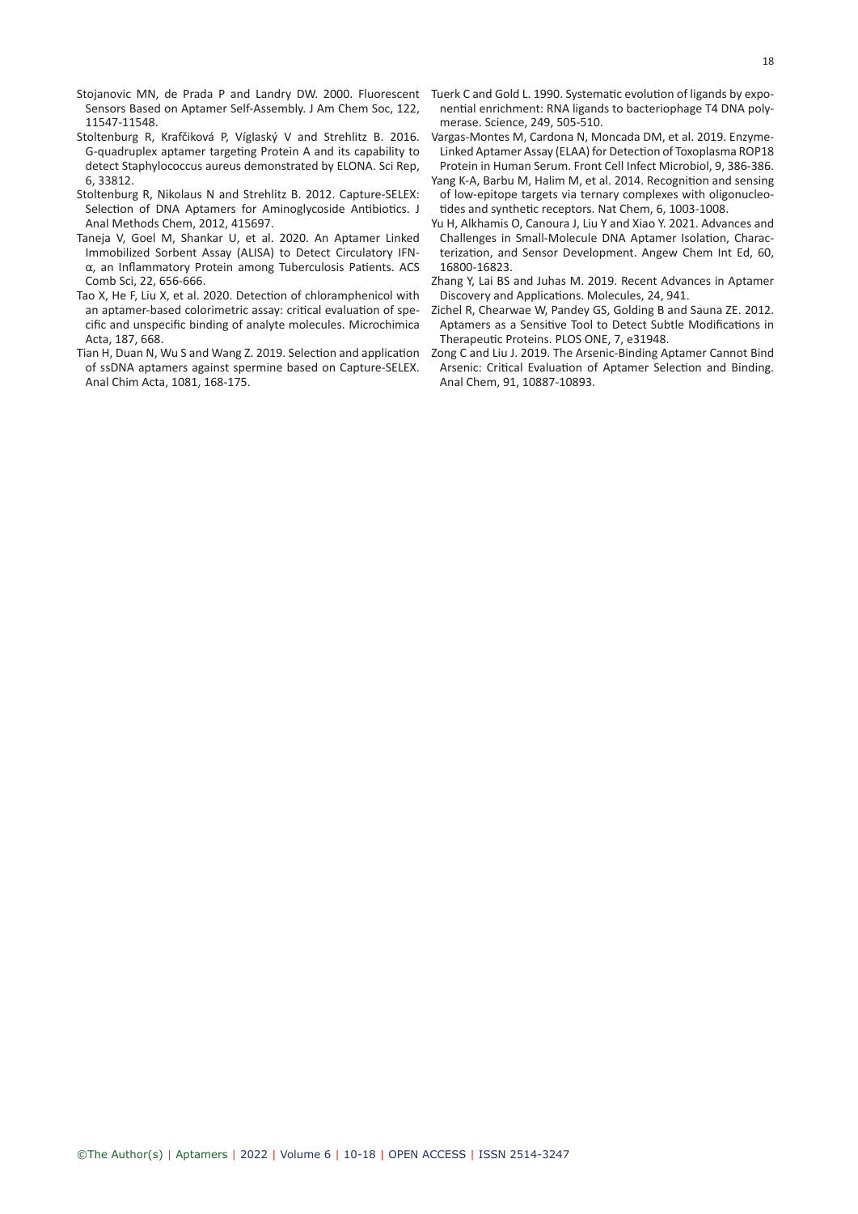Stojanovic MN, de Prada P and Landry DW. 2000. Fluorescent Sensors Based on Aptamer Self-Assembly. J Am Chem Soc, 122, 11547-11548.

Stoltenburg R, Krafčiková P, Víglaský V and Strehlitz B. 2016. G-quadruplex aptamer targeting Protein A and its capability to detect Staphylococcus aureus demonstrated by ELONA. Sci Rep, 6, 33812.

Stoltenburg R, Nikolaus N and Strehlitz B. 2012. Capture-SELEX: Selection of DNA Aptamers for Aminoglycoside Antibiotics. J Anal Methods Chem, 2012, 415697.

Taneja V, Goel M, Shankar U, et al. 2020. An Aptamer Linked Immobilized Sorbent Assay (ALISA) to Detect Circulatory IFN-α, an Inflammatory Protein among Tuberculosis Patients. ACS Comb Sci, 22, 656-666.

Tao X, He F, Liu X, et al. 2020. Detection of chloramphenicol with an aptamer-based colorimetric assay: critical evaluation of specific and unspecific binding of analyte molecules. Microchimica Acta, 187, 668.

Tian H, Duan N, Wu S and Wang Z. 2019. Selection and application of ssDNA aptamers against spermine based on Capture-SELEX. Anal Chim Acta, 1081, 168-175.

Tuerk C and Gold L. 1990. Systematic evolution of ligands by exponential enrichment: RNA ligands to bacteriophage T4 DNA polymerase. Science, 249, 505-510.

Vargas-Montes M, Cardona N, Moncada DM, et al. 2019. Enzyme-Linked Aptamer Assay (ELAA) for Detection of Toxoplasma ROP18 Protein in Human Serum. Front Cell Infect Microbiol, 9, 386-386.

Yang K-A, Barbu M, Halim M, et al. 2014. Recognition and sensing of low-epitope targets via ternary complexes with oligonucleotides and synthetic receptors. Nat Chem, 6, 1003-1008.

Yu H, Alkhamis O, Canoura J, Liu Y and Xiao Y. 2021. Advances and Challenges in Small-Molecule DNA Aptamer Isolation, Characterization, and Sensor Development. Angew Chem Int Ed, 60, 16800-16823.

Zhang Y, Lai BS and Juhas M. 2019. Recent Advances in Aptamer Discovery and Applications. Molecules, 24, 941.

Zichel R, Chearwae W, Pandey GS, Golding B and Sauna ZE. 2012. Aptamers as a Sensitive Tool to Detect Subtle Modifications in Therapeutic Proteins. PLOS ONE, 7, e31948.

Zong C and Liu J. 2019. The Arsenic-Binding Aptamer Cannot Bind Arsenic: Critical Evaluation of Aptamer Selection and Binding. Anal Chem, 91, 10887-10893.